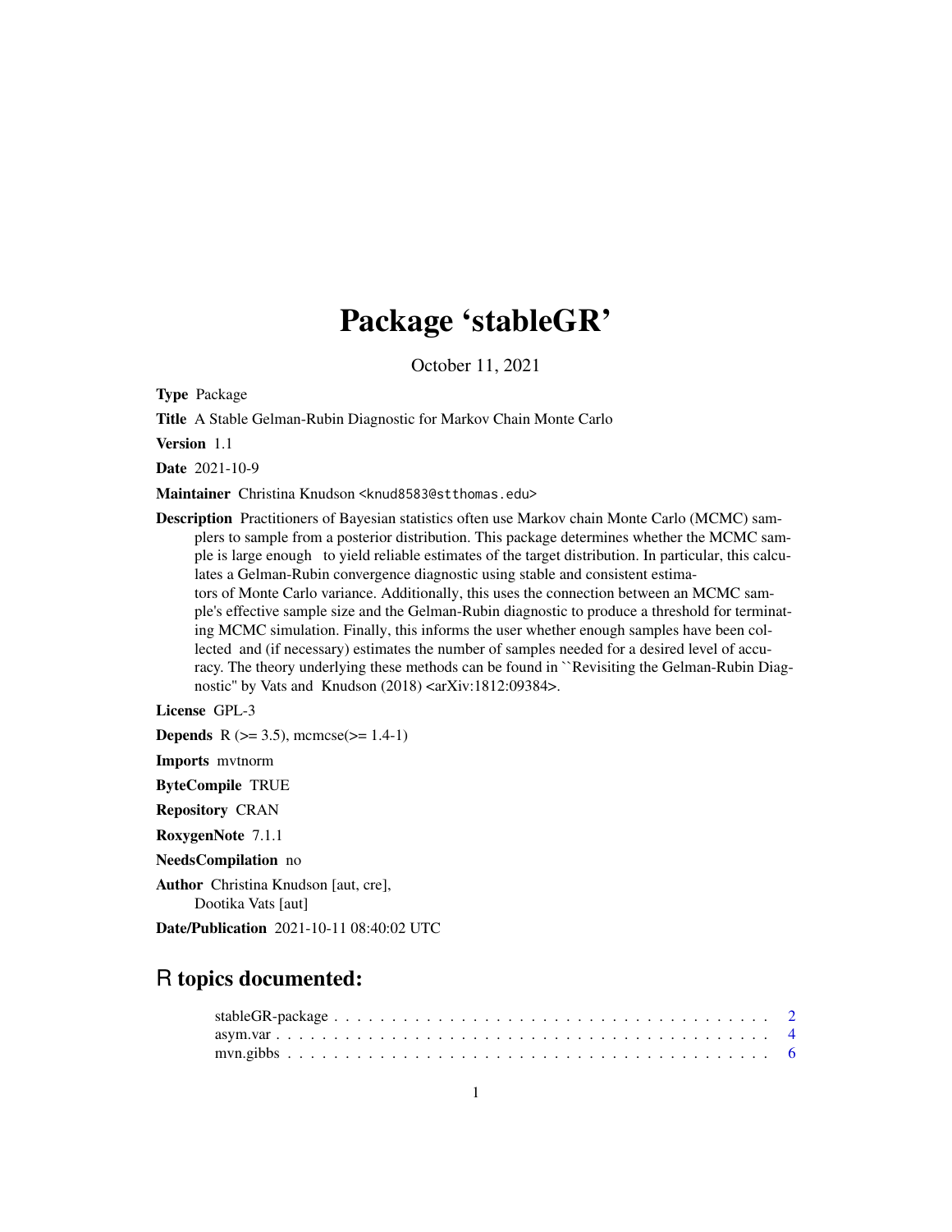# Package 'stableGR'

October 11, 2021

**Type** Package

**Title** A Stable Gelman-Rubin Diagnostic for Markov Chain Monte Carlo

**Version** 1.1

**Date** 2021-10-9

**Maintainer** Christina Knudson <knud8583@stthomas.edu>

**Description** Practitioners of Bayesian statistics often use Markov chain Monte Carlo (MCMC) samplers to sample from a posterior distribution. This package determines whether the MCMC sample is large enough to yield reliable estimates of the target distribution. In particular, this calculates a Gelman-Rubin convergence diagnostic using stable and consistent estimators of Monte Carlo variance. Additionally, this uses the connection between an MCMC sample's effective sample size and the Gelman-Rubin diagnostic to produce a threshold for terminating MCMC simulation. Finally, this informs the user whether enough samples have been collected and (if necessary) estimates the number of samples needed for a desired level of accuracy. The theory underlying these methods can be found in ``Revisiting the Gelman-Rubin Diagnostic'' by Vats and Knudson (2018) <arXiv:1812:09384>.

**License** GPL-3

**Depends** R (>= 3.5), mcmcse(>= 1.4-1)

**Imports** mvtnorm

**ByteCompile** TRUE

**Repository** CRAN

**RoxygenNote** 7.1.1

**NeedsCompilation** no

**Author** Christina Knudson [aut, cre],
Dootika Vats [aut]

**Date/Publication** 2021-10-11 08:40:02 UTC

## R topics documented:

- stableGR-package . . . . . . . . . . . . . . . . . . . . . . . . . . . . . . . . . . . . . . 2
- asym.var . . . . . . . . . . . . . . . . . . . . . . . . . . . . . . . . . . . . . . . . . . . . 4
- mvn.gibbs . . . . . . . . . . . . . . . . . . . . . . . . . . . . . . . . . . . . . . . . . . . 6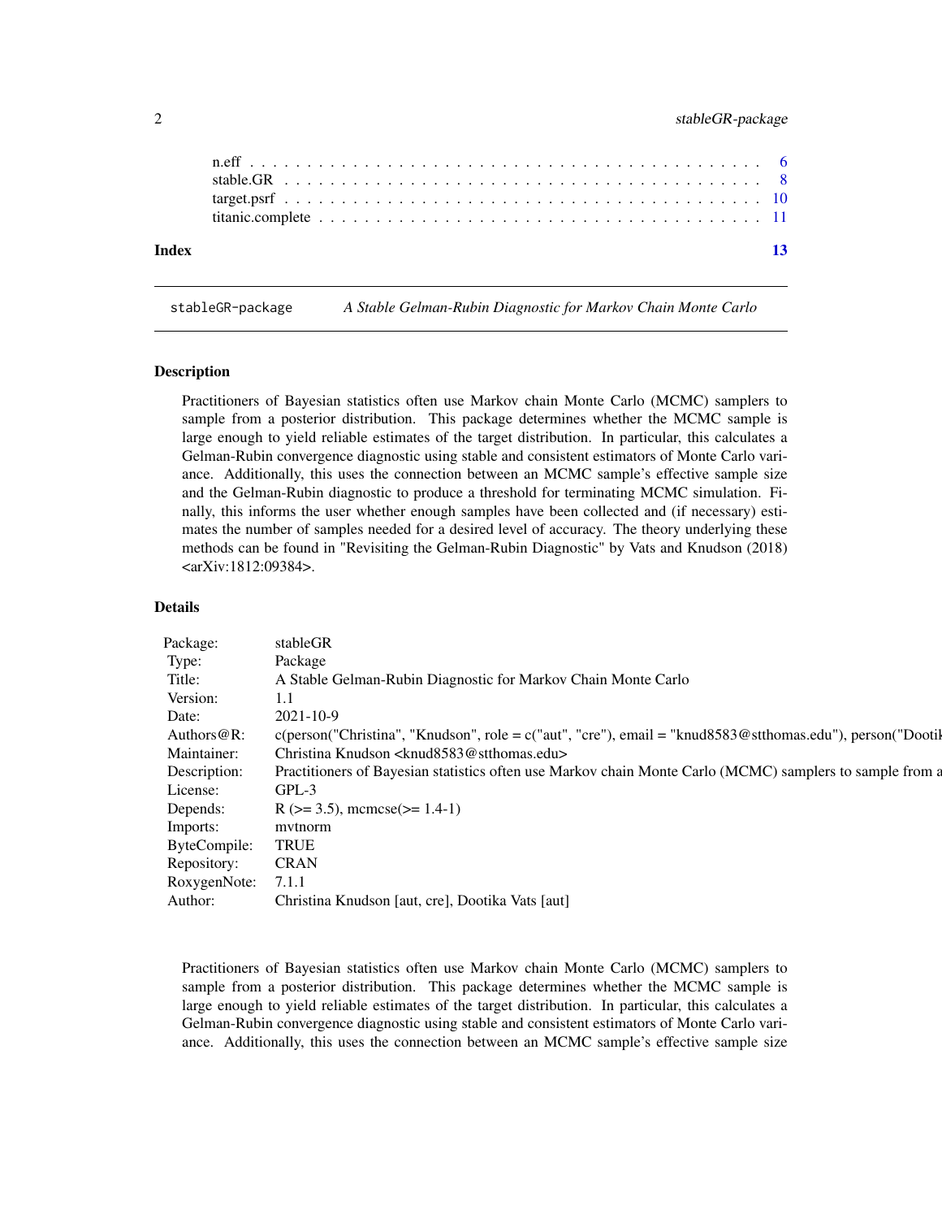n.eff . . . . . . . . . . . . . . . . . . . . . . . . . . . . . . . . . . . . . . . . . . . . . 6
stable.GR . . . . . . . . . . . . . . . . . . . . . . . . . . . . . . . . . . . . . . . . . . . . 8
target.psrf . . . . . . . . . . . . . . . . . . . . . . . . . . . . . . . . . . . . . . . . . . . 10
titanic.complete . . . . . . . . . . . . . . . . . . . . . . . . . . . . . . . . . . . . . . . . 11

**Index** **13**

---

`stableGR-package` *A Stable Gelman-Rubin Diagnostic for Markov Chain Monte Carlo*

---

## Description

Practitioners of Bayesian statistics often use Markov chain Monte Carlo (MCMC) samplers to sample from a posterior distribution. This package determines whether the MCMC sample is large enough to yield reliable estimates of the target distribution. In particular, this calculates a Gelman-Rubin convergence diagnostic using stable and consistent estimators of Monte Carlo variance. Additionally, this uses the connection between an MCMC sample's effective sample size and the Gelman-Rubin diagnostic to produce a threshold for terminating MCMC simulation. Finally, this informs the user whether enough samples have been collected and (if necessary) estimates the number of samples needed for a desired level of accuracy. The theory underlying these methods can be found in "Revisiting the Gelman-Rubin Diagnostic" by Vats and Knudson (2018) <arXiv:1812:09384>.

## Details

| | |
|---|---|
| Package: | stableGR |
| Type: | Package |
| Title: | A Stable Gelman-Rubin Diagnostic for Markov Chain Monte Carlo |
| Version: | 1.1 |
| Date: | 2021-10-9 |
| Authors@R: | c(person("Christina", "Knudson", role = c("aut", "cre"), email = "knud8583@stthomas.edu"), person("Dootik |
| Maintainer: | Christina Knudson <knud8583@stthomas.edu> |
| Description: | Practitioners of Bayesian statistics often use Markov chain Monte Carlo (MCMC) samplers to sample from a |
| License: | GPL-3 |
| Depends: | R (>= 3.5), mcmcse(>= 1.4-1) |
| Imports: | mvtnorm |
| ByteCompile: | TRUE |
| Repository: | CRAN |
| RoxygenNote: | 7.1.1 |
| Author: | Christina Knudson [aut, cre], Dootika Vats [aut] |

Practitioners of Bayesian statistics often use Markov chain Monte Carlo (MCMC) samplers to sample from a posterior distribution. This package determines whether the MCMC sample is large enough to yield reliable estimates of the target distribution. In particular, this calculates a Gelman-Rubin convergence diagnostic using stable and consistent estimators of Monte Carlo variance. Additionally, this uses the connection between an MCMC sample's effective sample size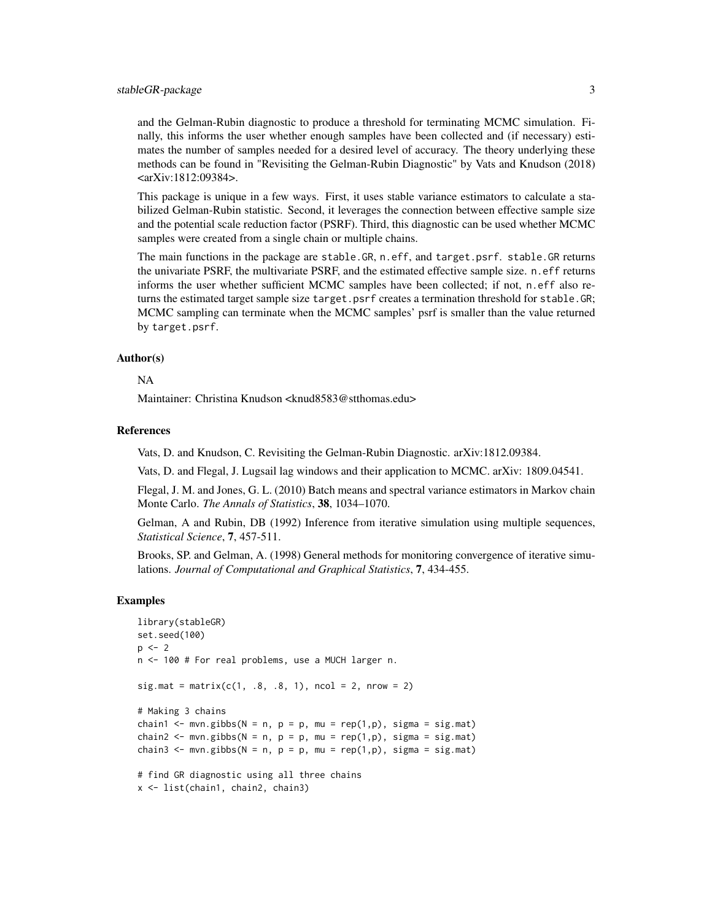and the Gelman-Rubin diagnostic to produce a threshold for terminating MCMC simulation. Finally, this informs the user whether enough samples have been collected and (if necessary) estimates the number of samples needed for a desired level of accuracy. The theory underlying these methods can be found in "Revisiting the Gelman-Rubin Diagnostic" by Vats and Knudson (2018) <arXiv:1812:09384>.

This package is unique in a few ways. First, it uses stable variance estimators to calculate a stabilized Gelman-Rubin statistic. Second, it leverages the connection between effective sample size and the potential scale reduction factor (PSRF). Third, this diagnostic can be used whether MCMC samples were created from a single chain or multiple chains.

The main functions in the package are `stable.GR`, `n.eff`, and `target.psrf`. `stable.GR` returns the univariate PSRF, the multivariate PSRF, and the estimated effective sample size. `n.eff` returns informs the user whether sufficient MCMC samples have been collected; if not, `n.eff` also returns the estimated target sample size `target.psrf` creates a termination threshold for `stable.GR`; MCMC sampling can terminate when the MCMC samples' psrf is smaller than the value returned by `target.psrf`.

### Author(s)

NA

Maintainer: Christina Knudson <knud8583@stthomas.edu>

### References

Vats, D. and Knudson, C. Revisiting the Gelman-Rubin Diagnostic. arXiv:1812.09384.

Vats, D. and Flegal, J. Lugsail lag windows and their application to MCMC. arXiv: 1809.04541.

Flegal, J. M. and Jones, G. L. (2010) Batch means and spectral variance estimators in Markov chain Monte Carlo. *The Annals of Statistics*, **38**, 1034–1070.

Gelman, A and Rubin, DB (1992) Inference from iterative simulation using multiple sequences, *Statistical Science*, **7**, 457-511.

Brooks, SP. and Gelman, A. (1998) General methods for monitoring convergence of iterative simulations. *Journal of Computational and Graphical Statistics*, **7**, 434-455.

### Examples

```
library(stableGR)
set.seed(100)
p <- 2
n <- 100 # For real problems, use a MUCH larger n.

sig.mat = matrix(c(1, .8, .8, 1), ncol = 2, nrow = 2)

# Making 3 chains
chain1 <- mvn.gibbs(N = n, p = p, mu = rep(1,p), sigma = sig.mat)
chain2 <- mvn.gibbs(N = n, p = p, mu = rep(1,p), sigma = sig.mat)
chain3 <- mvn.gibbs(N = n, p = p, mu = rep(1,p), sigma = sig.mat)

# find GR diagnostic using all three chains
x <- list(chain1, chain2, chain3)
```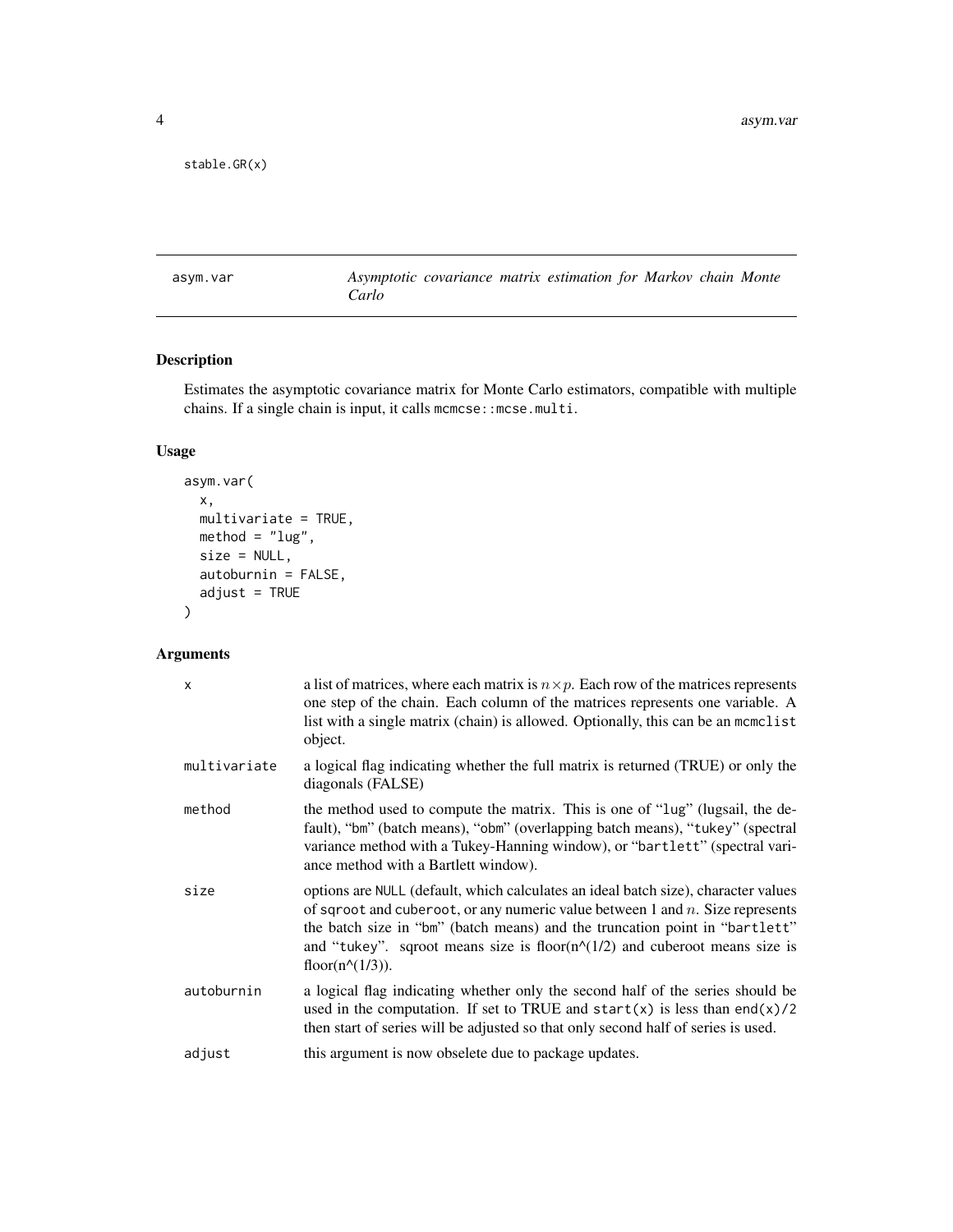```
stable.GR(x)
```

## asym.var — *Asymptotic covariance matrix estimation for Markov chain Monte Carlo*

### Description

Estimates the asymptotic covariance matrix for Monte Carlo estimators, compatible with multiple chains. If a single chain is input, it calls `mcmcse::mcse.multi`.

### Usage

```
asym.var(
  x,
  multivariate = TRUE,
  method = "lug",
  size = NULL,
  autoburnin = FALSE,
  adjust = TRUE
)
```

### Arguments

| | |
|---|---|
| `x` | a list of matrices, where each matrix is $n \times p$. Each row of the matrices represents one step of the chain. Each column of the matrices represents one variable. A list with a single matrix (chain) is allowed. Optionally, this can be an `mcmclist` object. |
| `multivariate` | a logical flag indicating whether the full matrix is returned (TRUE) or only the diagonals (FALSE) |
| `method` | the method used to compute the matrix. This is one of "`lug`" (lugsail, the default), "`bm`" (batch means), "`obm`" (overlapping batch means), "`tukey`" (spectral variance method with a Tukey-Hanning window), or "`bartlett`" (spectral variance method with a Bartlett window). |
| `size` | options are `NULL` (default, which calculates an ideal batch size), character values of `sqroot` and `cuberoot`, or any numeric value between 1 and $n$. Size represents the batch size in "`bm`" (batch means) and the truncation point in "`bartlett`" and "`tukey`". sqroot means size is floor(n^(1/2) and cuberoot means size is floor(n^(1/3)). |
| `autoburnin` | a logical flag indicating whether only the second half of the series should be used in the computation. If set to TRUE and `start(x)` is less than `end(x)/2` then start of series will be adjusted so that only second half of series is used. |
| `adjust` | this argument is now obselete due to package updates. |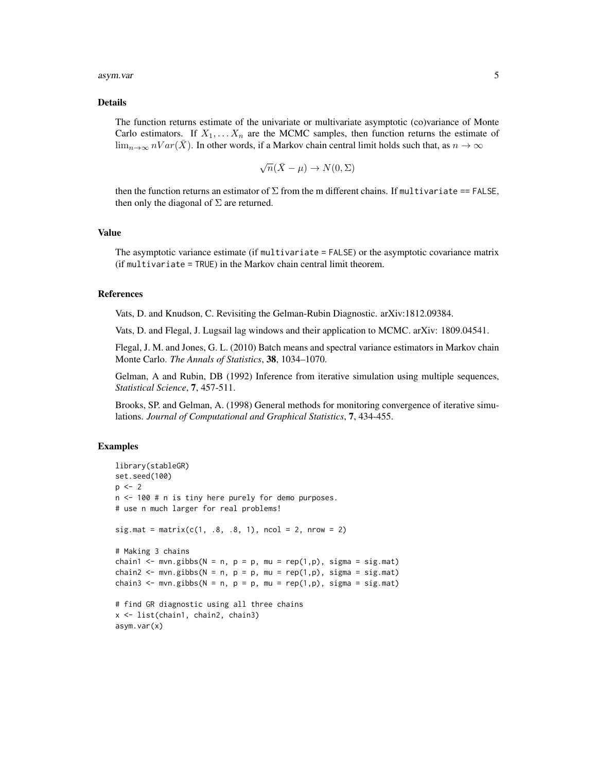## Details

The function returns estimate of the univariate or multivariate asymptotic (co)variance of Monte Carlo estimators. If $X_1, \dots X_n$ are the MCMC samples, then function returns the estimate of $\lim_{n\to\infty} nVar(\bar{X})$. In other words, if a Markov chain central limit holds such that, as $n \to \infty$

$$\sqrt{n}(\bar{X} - \mu) \to N(0, \Sigma)$$

then the function returns an estimator of $\Sigma$ from the m different chains. If `multivariate == FALSE`, then only the diagonal of $\Sigma$ are returned.

## Value

The asymptotic variance estimate (if `multivariate = FALSE`) or the asymptotic covariance matrix (if `multivariate = TRUE`) in the Markov chain central limit theorem.

## References

Vats, D. and Knudson, C. Revisiting the Gelman-Rubin Diagnostic. arXiv:1812.09384.

Vats, D. and Flegal, J. Lugsail lag windows and their application to MCMC. arXiv: 1809.04541.

Flegal, J. M. and Jones, G. L. (2010) Batch means and spectral variance estimators in Markov chain Monte Carlo. *The Annals of Statistics*, **38**, 1034–1070.

Gelman, A and Rubin, DB (1992) Inference from iterative simulation using multiple sequences, *Statistical Science*, **7**, 457-511.

Brooks, SP. and Gelman, A. (1998) General methods for monitoring convergence of iterative simulations. *Journal of Computational and Graphical Statistics*, **7**, 434-455.

## Examples

```
library(stableGR)
set.seed(100)
p <- 2
n <- 100 # n is tiny here purely for demo purposes.
# use n much larger for real problems!

sig.mat = matrix(c(1, .8, .8, 1), ncol = 2, nrow = 2)

# Making 3 chains
chain1 <- mvn.gibbs(N = n, p = p, mu = rep(1,p), sigma = sig.mat)
chain2 <- mvn.gibbs(N = n, p = p, mu = rep(1,p), sigma = sig.mat)
chain3 <- mvn.gibbs(N = n, p = p, mu = rep(1,p), sigma = sig.mat)

# find GR diagnostic using all three chains
x <- list(chain1, chain2, chain3)
asym.var(x)
```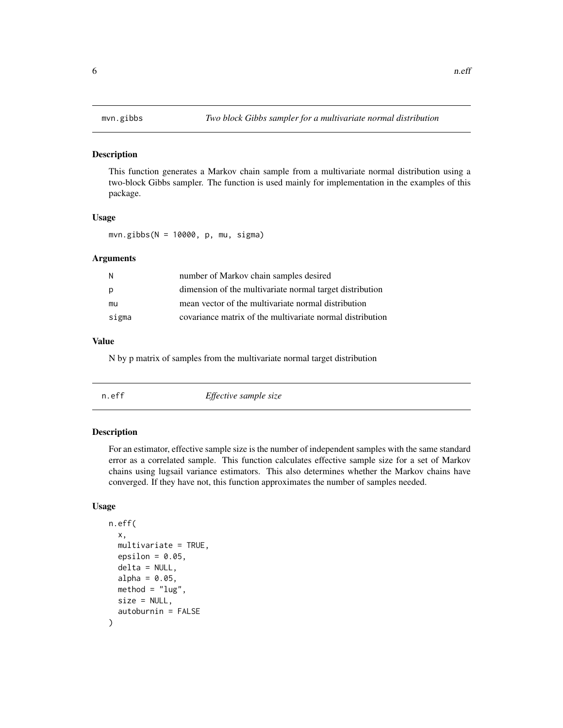## mvn.gibbs *Two block Gibbs sampler for a multivariate normal distribution*

### Description

This function generates a Markov chain sample from a multivariate normal distribution using a two-block Gibbs sampler. The function is used mainly for implementation in the examples of this package.

### Usage

```
mvn.gibbs(N = 10000, p, mu, sigma)
```

### Arguments

| | |
|---|---|
| N | number of Markov chain samples desired |
| p | dimension of the multivariate normal target distribution |
| mu | mean vector of the multivariate normal distribution |
| sigma | covariance matrix of the multivariate normal distribution |

### Value

N by p matrix of samples from the multivariate normal target distribution

## n.eff *Effective sample size*

### Description

For an estimator, effective sample size is the number of independent samples with the same standard error as a correlated sample. This function calculates effective sample size for a set of Markov chains using lugsail variance estimators. This also determines whether the Markov chains have converged. If they have not, this function approximates the number of samples needed.

### Usage

```
n.eff(
  x,
  multivariate = TRUE,
  epsilon = 0.05,
  delta = NULL,
  alpha = 0.05,
  method = "lug",
  size = NULL,
  autoburnin = FALSE
)
```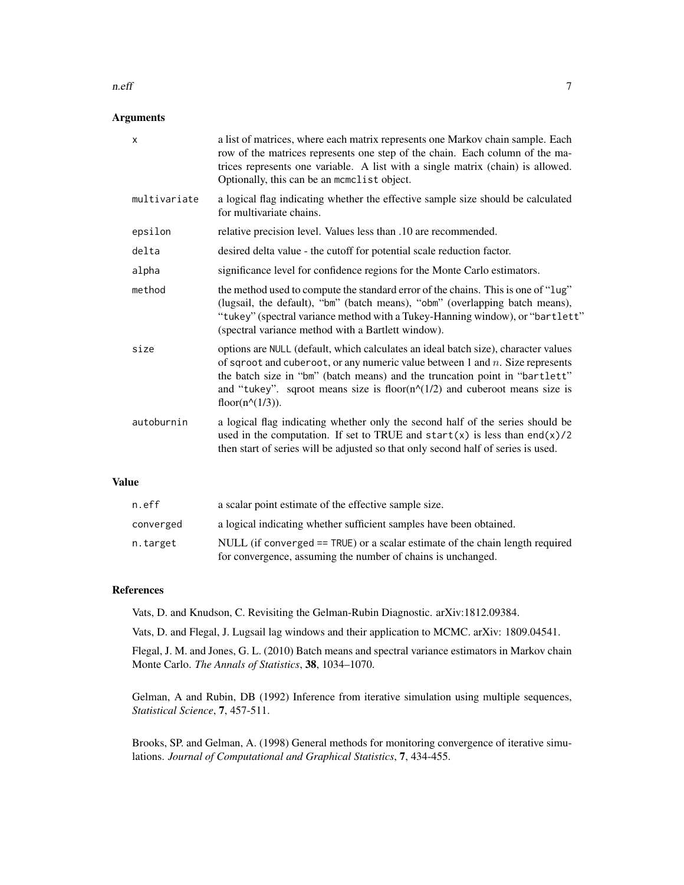## Arguments

| | |
|---|---|
| `x` | a list of matrices, where each matrix represents one Markov chain sample. Each row of the matrices represents one step of the chain. Each column of the matrices represents one variable. A list with a single matrix (chain) is allowed. Optionally, this can be an `mcmclist` object. |
| `multivariate` | a logical flag indicating whether the effective sample size should be calculated for multivariate chains. |
| `epsilon` | relative precision level. Values less than .10 are recommended. |
| `delta` | desired delta value - the cutoff for potential scale reduction factor. |
| `alpha` | significance level for confidence regions for the Monte Carlo estimators. |
| `method` | the method used to compute the standard error of the chains. This is one of "`lug`" (lugsail, the default), "`bm`" (batch means), "`obm`" (overlapping batch means), "`tukey`" (spectral variance method with a Tukey-Hanning window), or "`bartlett`" (spectral variance method with a Bartlett window). |
| `size` | options are `NULL` (default, which calculates an ideal batch size), character values of `sqroot` and `cuberoot`, or any numeric value between 1 and $n$. Size represents the batch size in "`bm`" (batch means) and the truncation point in "`bartlett`" and "`tukey`". sqroot means size is floor(n^(1/2) and cuberoot means size is floor(n^(1/3)). |
| `autoburnin` | a logical flag indicating whether only the second half of the series should be used in the computation. If set to TRUE and `start(x)` is less than `end(x)/2` then start of series will be adjusted so that only second half of series is used. |

## Value

| | |
|---|---|
| `n.eff` | a scalar point estimate of the effective sample size. |
| `converged` | a logical indicating whether sufficient samples have been obtained. |
| `n.target` | NULL (if `converged == TRUE`) or a scalar estimate of the chain length required for convergence, assuming the number of chains is unchanged. |

## References

Vats, D. and Knudson, C. Revisiting the Gelman-Rubin Diagnostic. arXiv:1812.09384.

Vats, D. and Flegal, J. Lugsail lag windows and their application to MCMC. arXiv: 1809.04541.

Flegal, J. M. and Jones, G. L. (2010) Batch means and spectral variance estimators in Markov chain Monte Carlo. *The Annals of Statistics*, **38**, 1034–1070.

Gelman, A and Rubin, DB (1992) Inference from iterative simulation using multiple sequences, *Statistical Science*, **7**, 457-511.

Brooks, SP. and Gelman, A. (1998) General methods for monitoring convergence of iterative simulations. *Journal of Computational and Graphical Statistics*, **7**, 434-455.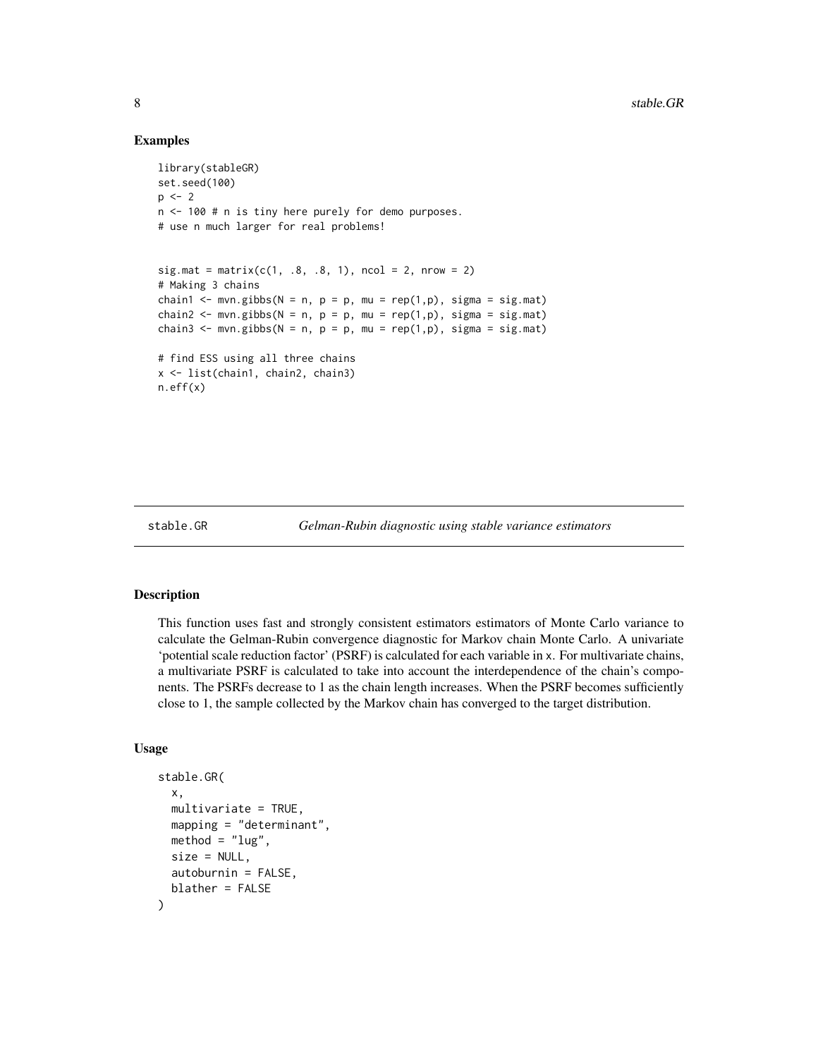## Examples

```
library(stableGR)
set.seed(100)
p <- 2
n <- 100 # n is tiny here purely for demo purposes.
# use n much larger for real problems!


sig.mat = matrix(c(1, .8, .8, 1), ncol = 2, nrow = 2)
# Making 3 chains
chain1 <- mvn.gibbs(N = n, p = p, mu = rep(1,p), sigma = sig.mat)
chain2 <- mvn.gibbs(N = n, p = p, mu = rep(1,p), sigma = sig.mat)
chain3 <- mvn.gibbs(N = n, p = p, mu = rep(1,p), sigma = sig.mat)

# find ESS using all three chains
x <- list(chain1, chain2, chain3)
n.eff(x)
```

---

# stable.GR — *Gelman-Rubin diagnostic using stable variance estimators*

## Description

This function uses fast and strongly consistent estimators estimators of Monte Carlo variance to calculate the Gelman-Rubin convergence diagnostic for Markov chain Monte Carlo. A univariate 'potential scale reduction factor' (PSRF) is calculated for each variable in `x`. For multivariate chains, a multivariate PSRF is calculated to take into account the interdependence of the chain's components. The PSRFs decrease to 1 as the chain length increases. When the PSRF becomes sufficiently close to 1, the sample collected by the Markov chain has converged to the target distribution.

## Usage

```
stable.GR(
  x,
  multivariate = TRUE,
  mapping = "determinant",
  method = "lug",
  size = NULL,
  autoburnin = FALSE,
  blather = FALSE
)
```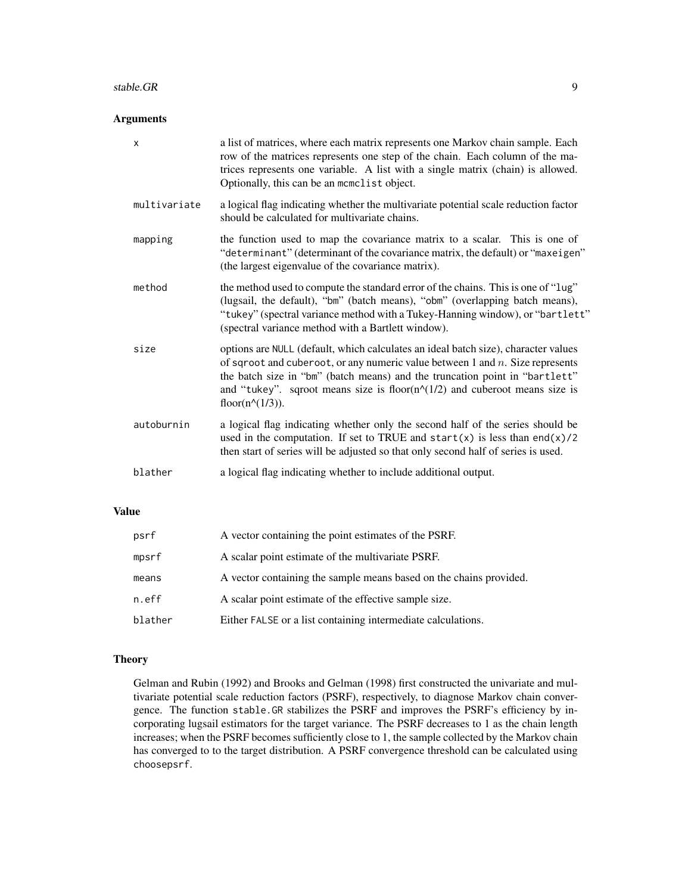## Arguments

| | |
|---|---|
| `x` | a list of matrices, where each matrix represents one Markov chain sample. Each row of the matrices represents one step of the chain. Each column of the matrices represents one variable. A list with a single matrix (chain) is allowed. Optionally, this can be an `mcmclist` object. |
| `multivariate` | a logical flag indicating whether the multivariate potential scale reduction factor should be calculated for multivariate chains. |
| `mapping` | the function used to map the covariance matrix to a scalar. This is one of "`determinant`" (determinant of the covariance matrix, the default) or "`maxeigen`" (the largest eigenvalue of the covariance matrix). |
| `method` | the method used to compute the standard error of the chains. This is one of "`lug`" (lugsail, the default), "`bm`" (batch means), "`obm`" (overlapping batch means), "`tukey`" (spectral variance method with a Tukey-Hanning window), or "`bartlett`" (spectral variance method with a Bartlett window). |
| `size` | options are `NULL` (default, which calculates an ideal batch size), character values of `sqroot` and `cuberoot`, or any numeric value between 1 and $n$. Size represents the batch size in "`bm`" (batch means) and the truncation point in "`bartlett`" and "`tukey`". sqroot means size is floor(n^(1/2) and cuberoot means size is floor(n^(1/3)). |
| `autoburnin` | a logical flag indicating whether only the second half of the series should be used in the computation. If set to TRUE and `start(x)` is less than `end(x)/2` then start of series will be adjusted so that only second half of series is used. |
| `blather` | a logical flag indicating whether to include additional output. |

## Value

| | |
|---|---|
| `psrf` | A vector containing the point estimates of the PSRF. |
| `mpsrf` | A scalar point estimate of the multivariate PSRF. |
| `means` | A vector containing the sample means based on the chains provided. |
| `n.eff` | A scalar point estimate of the effective sample size. |
| `blather` | Either `FALSE` or a list containing intermediate calculations. |

## Theory

Gelman and Rubin (1992) and Brooks and Gelman (1998) first constructed the univariate and multivariate potential scale reduction factors (PSRF), respectively, to diagnose Markov chain convergence. The function `stable.GR` stabilizes the PSRF and improves the PSRF's efficiency by incorporating lugsail estimators for the target variance. The PSRF decreases to 1 as the chain length increases; when the PSRF becomes sufficiently close to 1, the sample collected by the Markov chain has converged to to the target distribution. A PSRF convergence threshold can be calculated using `choosepsrf`.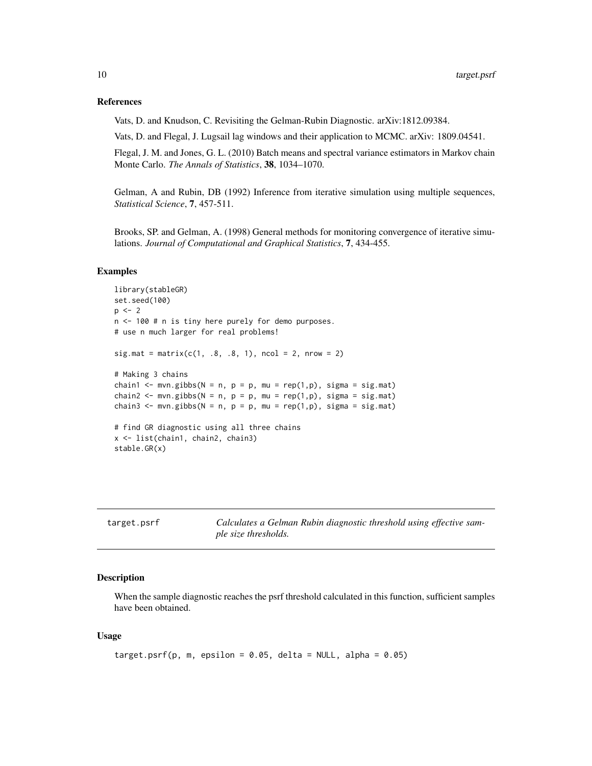### References

Vats, D. and Knudson, C. Revisiting the Gelman-Rubin Diagnostic. arXiv:1812.09384.

Vats, D. and Flegal, J. Lugsail lag windows and their application to MCMC. arXiv: 1809.04541.

Flegal, J. M. and Jones, G. L. (2010) Batch means and spectral variance estimators in Markov chain Monte Carlo. *The Annals of Statistics*, **38**, 1034–1070.

Gelman, A and Rubin, DB (1992) Inference from iterative simulation using multiple sequences, *Statistical Science*, **7**, 457-511.

Brooks, SP. and Gelman, A. (1998) General methods for monitoring convergence of iterative simulations. *Journal of Computational and Graphical Statistics*, **7**, 434-455.

### Examples

```
library(stableGR)
set.seed(100)
p <- 2
n <- 100 # n is tiny here purely for demo purposes.
# use n much larger for real problems!

sig.mat = matrix(c(1, .8, .8, 1), ncol = 2, nrow = 2)

# Making 3 chains
chain1 <- mvn.gibbs(N = n, p = p, mu = rep(1,p), sigma = sig.mat)
chain2 <- mvn.gibbs(N = n, p = p, mu = rep(1,p), sigma = sig.mat)
chain3 <- mvn.gibbs(N = n, p = p, mu = rep(1,p), sigma = sig.mat)

# find GR diagnostic using all three chains
x <- list(chain1, chain2, chain3)
stable.GR(x)
```

---

## target.psrf — *Calculates a Gelman Rubin diagnostic threshold using effective sample size thresholds.*

---

### Description

When the sample diagnostic reaches the psrf threshold calculated in this function, sufficient samples have been obtained.

### Usage

```
target.psrf(p, m, epsilon = 0.05, delta = NULL, alpha = 0.05)
```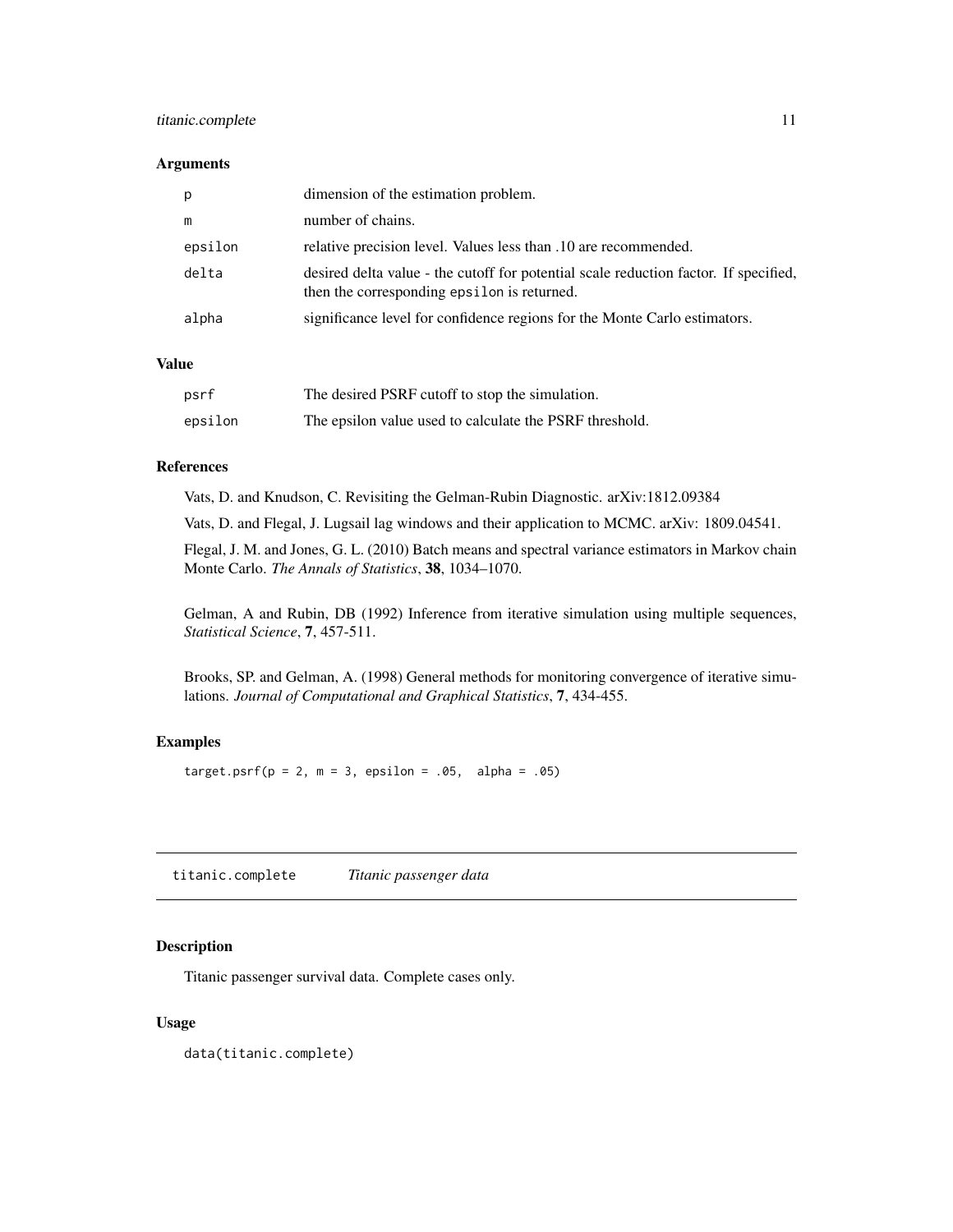### Arguments

| | |
|---|---|
| p | dimension of the estimation problem. |
| m | number of chains. |
| epsilon | relative precision level. Values less than .10 are recommended. |
| delta | desired delta value - the cutoff for potential scale reduction factor. If specified, then the corresponding epsilon is returned. |
| alpha | significance level for confidence regions for the Monte Carlo estimators. |

### Value

| | |
|---|---|
| psrf | The desired PSRF cutoff to stop the simulation. |
| epsilon | The epsilon value used to calculate the PSRF threshold. |

### References

Vats, D. and Knudson, C. Revisiting the Gelman-Rubin Diagnostic. arXiv:1812.09384

Vats, D. and Flegal, J. Lugsail lag windows and their application to MCMC. arXiv: 1809.04541.

Flegal, J. M. and Jones, G. L. (2010) Batch means and spectral variance estimators in Markov chain Monte Carlo. *The Annals of Statistics*, **38**, 1034–1070.

Gelman, A and Rubin, DB (1992) Inference from iterative simulation using multiple sequences, *Statistical Science*, **7**, 457-511.

Brooks, SP. and Gelman, A. (1998) General methods for monitoring convergence of iterative simulations. *Journal of Computational and Graphical Statistics*, **7**, 434-455.

### Examples

```
target.psrf(p = 2, m = 3, epsilon = .05,  alpha = .05)
```

## titanic.complete *Titanic passenger data*

### Description

Titanic passenger survival data. Complete cases only.

### Usage

```
data(titanic.complete)
```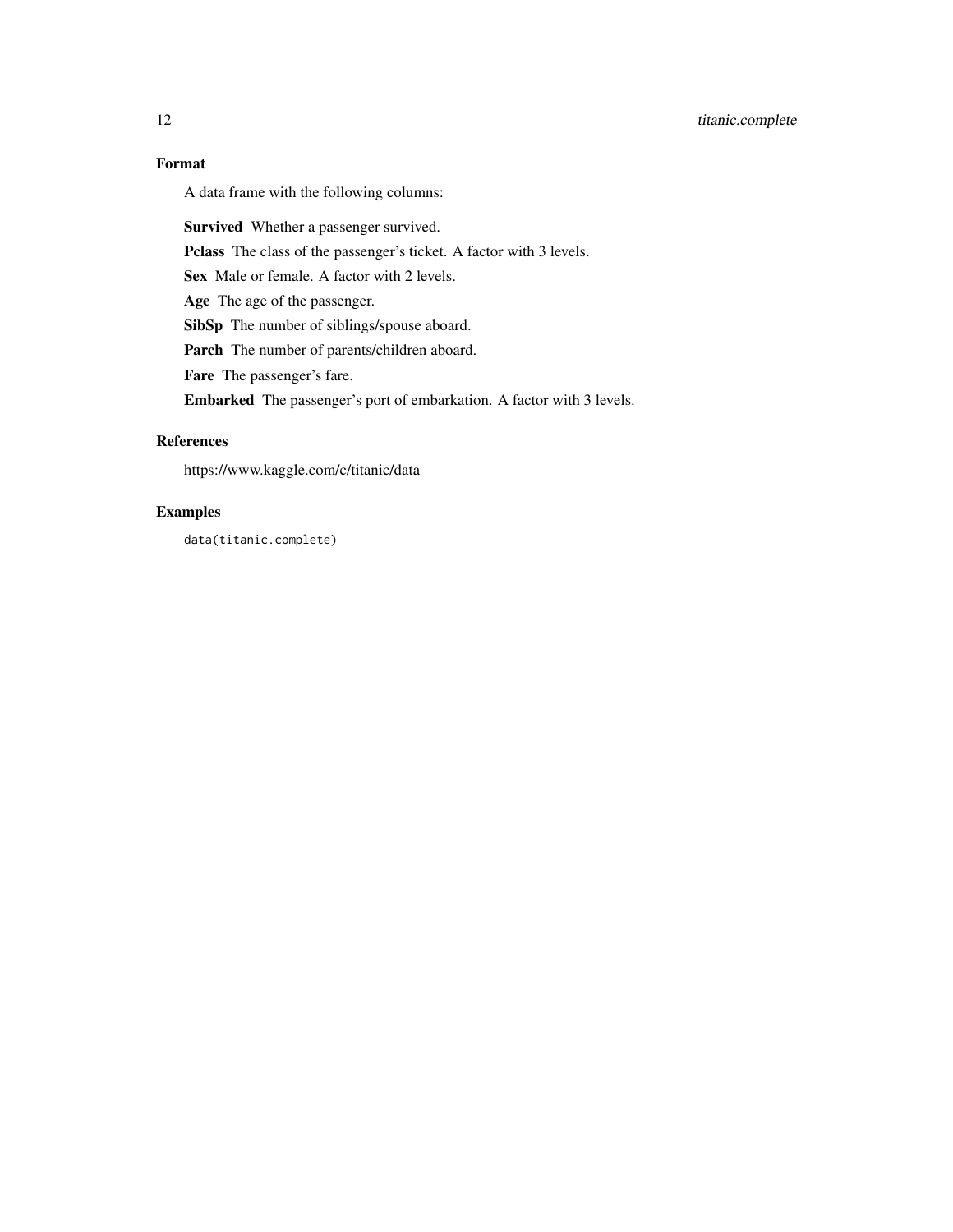## Format

A data frame with the following columns:

**Survived** Whether a passenger survived.

**Pclass** The class of the passenger's ticket. A factor with 3 levels.

**Sex** Male or female. A factor with 2 levels.

**Age** The age of the passenger.

**SibSp** The number of siblings/spouse aboard.

**Parch** The number of parents/children aboard.

**Fare** The passenger's fare.

**Embarked** The passenger's port of embarkation. A factor with 3 levels.

## References

https://www.kaggle.com/c/titanic/data

## Examples

```
data(titanic.complete)
```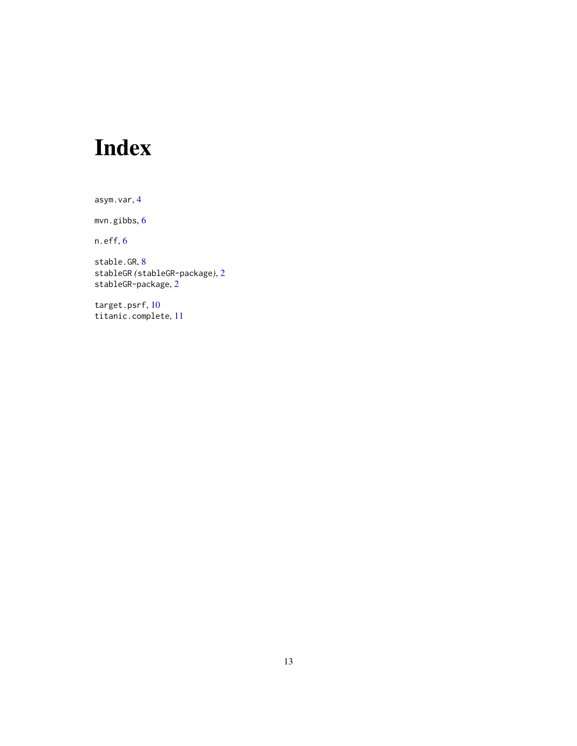# Index

asym.var, 4

mvn.gibbs, 6

n.eff, 6

stable.GR, 8
stableGR (stableGR-package), 2
stableGR-package, 2

target.psrf, 10
titanic.complete, 11